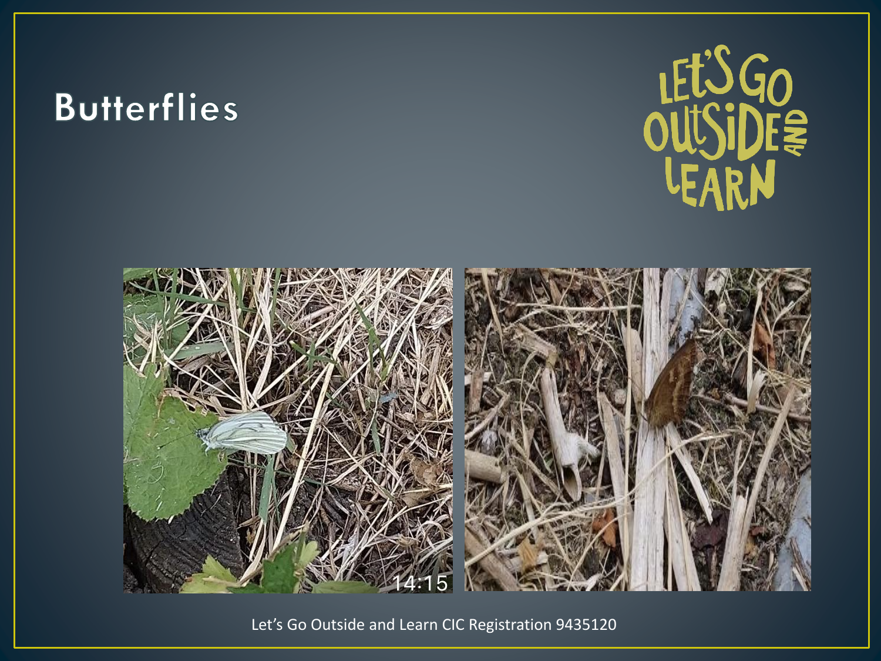# Butterflies

Let's Go Outside and Learn CIC Registration 9435120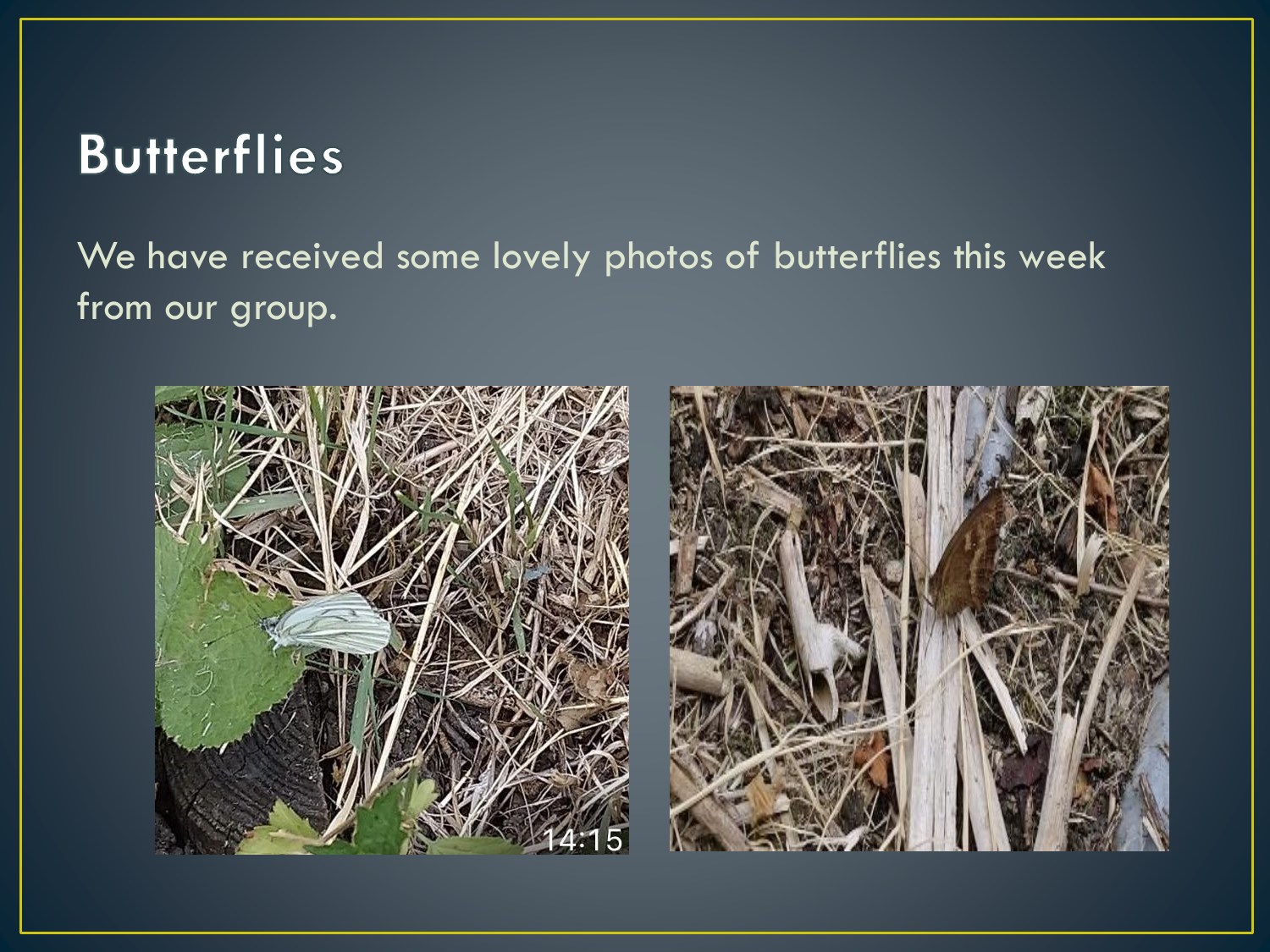# Butterflies

We have received some lovely photos of butterflies this week from our group.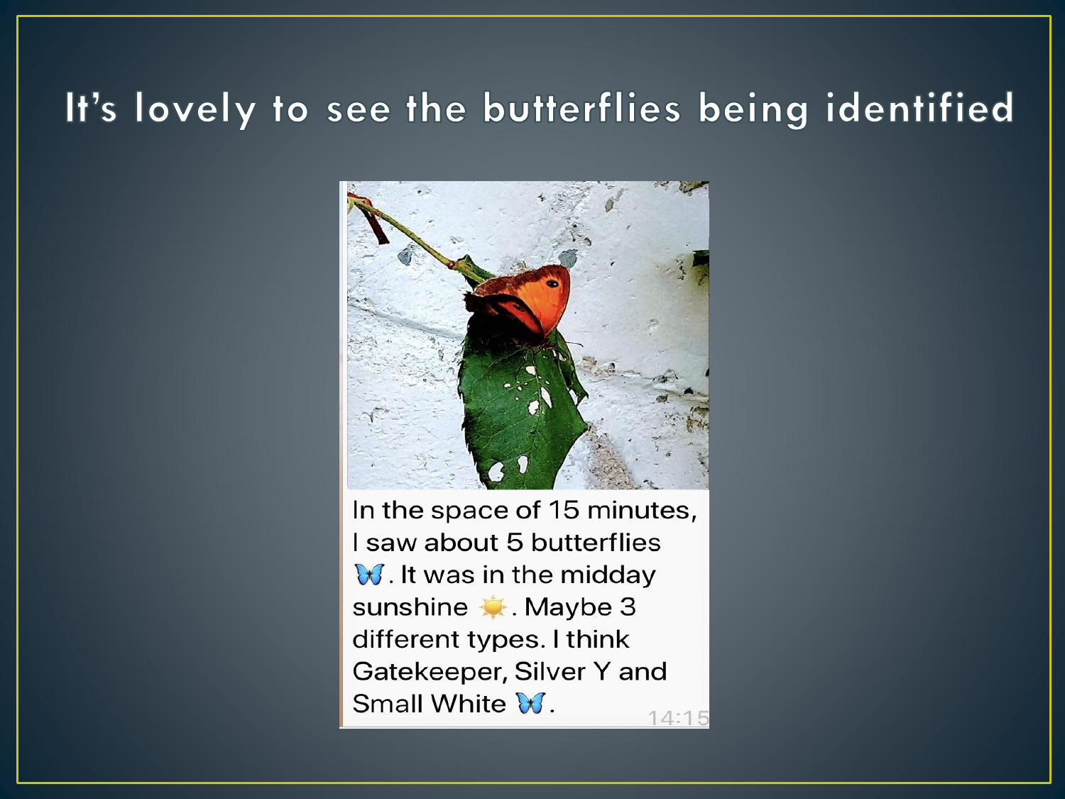# It's lovely to see the butterflies being identified

In the space of 15 minutes, I saw about 5 butterflies 🦋. It was in the midday sunshine ☀️. Maybe 3 different types. I think Gatekeeper, Silver Y and Small White 🦋.

14:15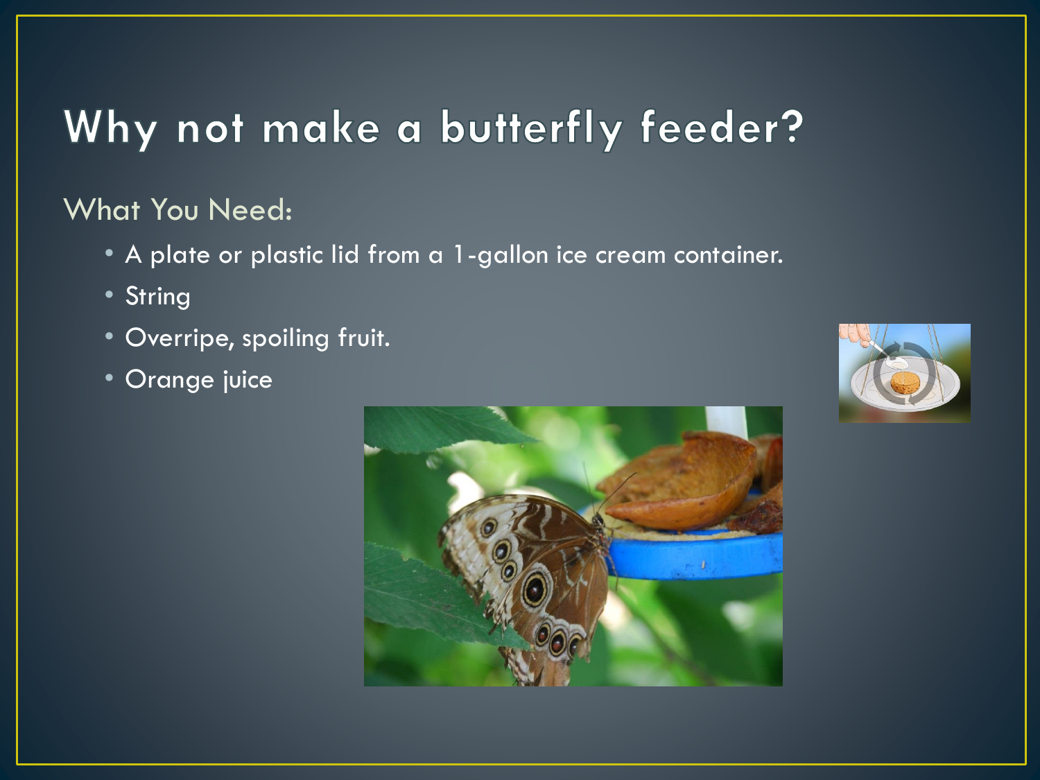# Why not make a butterfly feeder?

What You Need:

- A plate or plastic lid from a 1-gallon ice cream container.
- String
- Overripe, spoiling fruit.
- Orange juice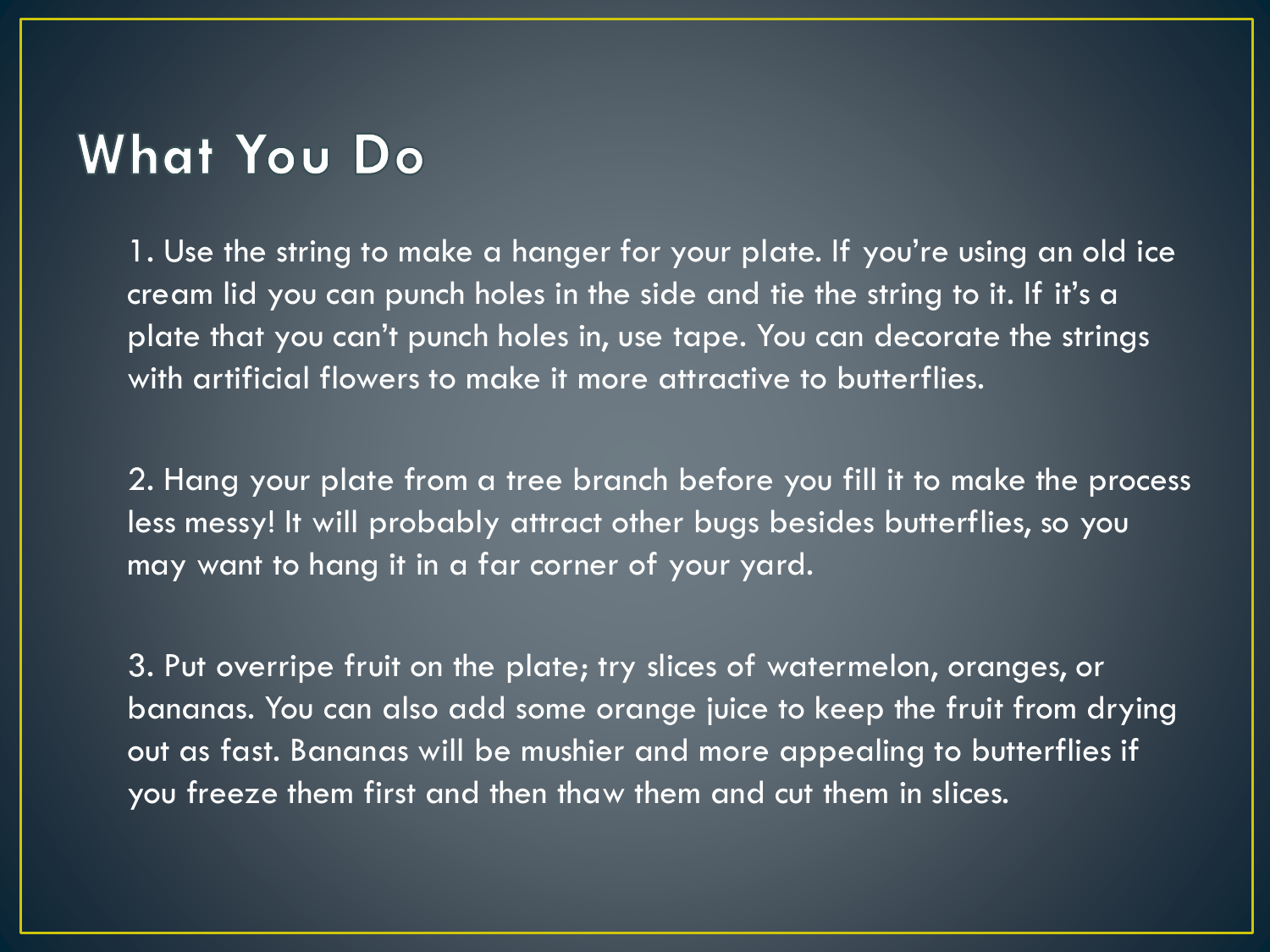# What You Do

1. Use the string to make a hanger for your plate. If you're using an old ice cream lid you can punch holes in the side and tie the string to it. If it's a plate that you can't punch holes in, use tape. You can decorate the strings with artificial flowers to make it more attractive to butterflies.

2. Hang your plate from a tree branch before you fill it to make the process less messy! It will probably attract other bugs besides butterflies, so you may want to hang it in a far corner of your yard.

3. Put overripe fruit on the plate; try slices of watermelon, oranges, or bananas. You can also add some orange juice to keep the fruit from drying out as fast. Bananas will be mushier and more appealing to butterflies if you freeze them first and then thaw them and cut them in slices.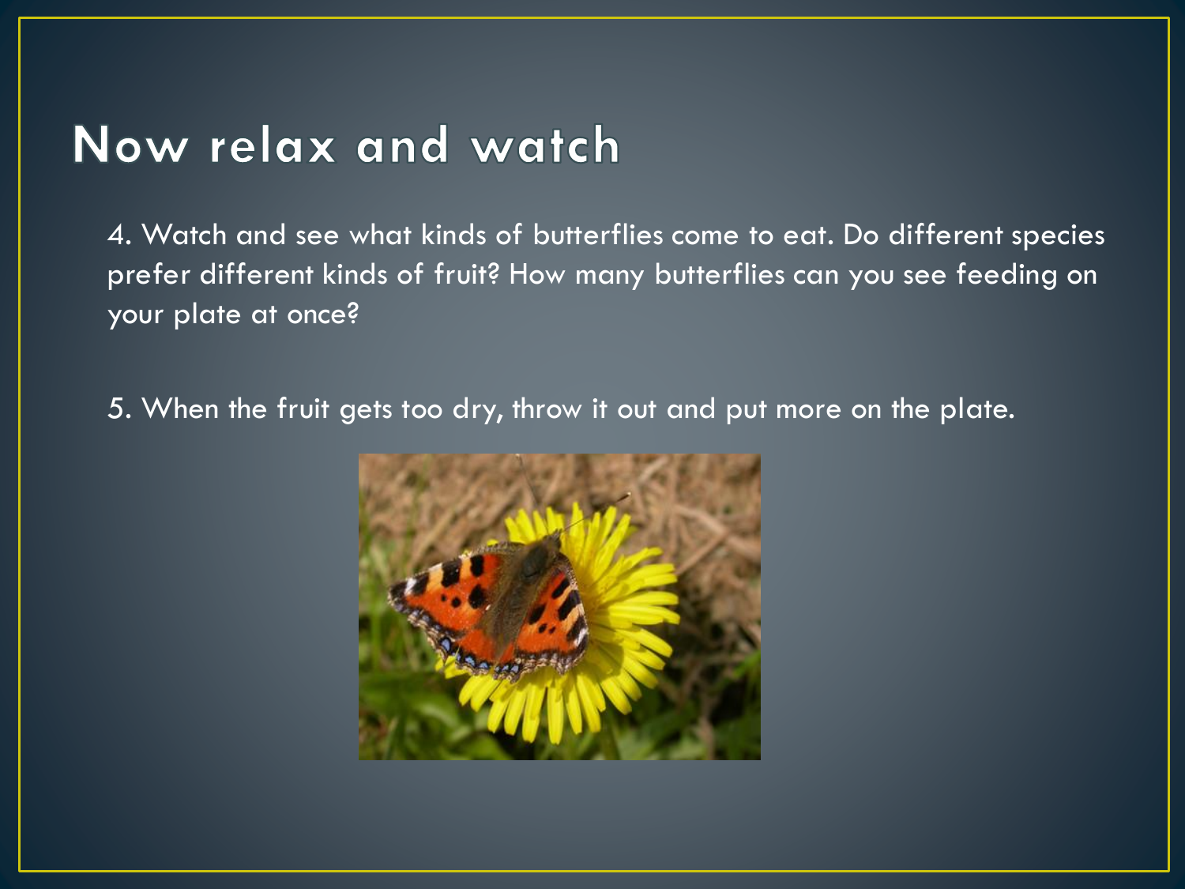# Now relax and watch

4. Watch and see what kinds of butterflies come to eat. Do different species prefer different kinds of fruit? How many butterflies can you see feeding on your plate at once?

5. When the fruit gets too dry, throw it out and put more on the plate.